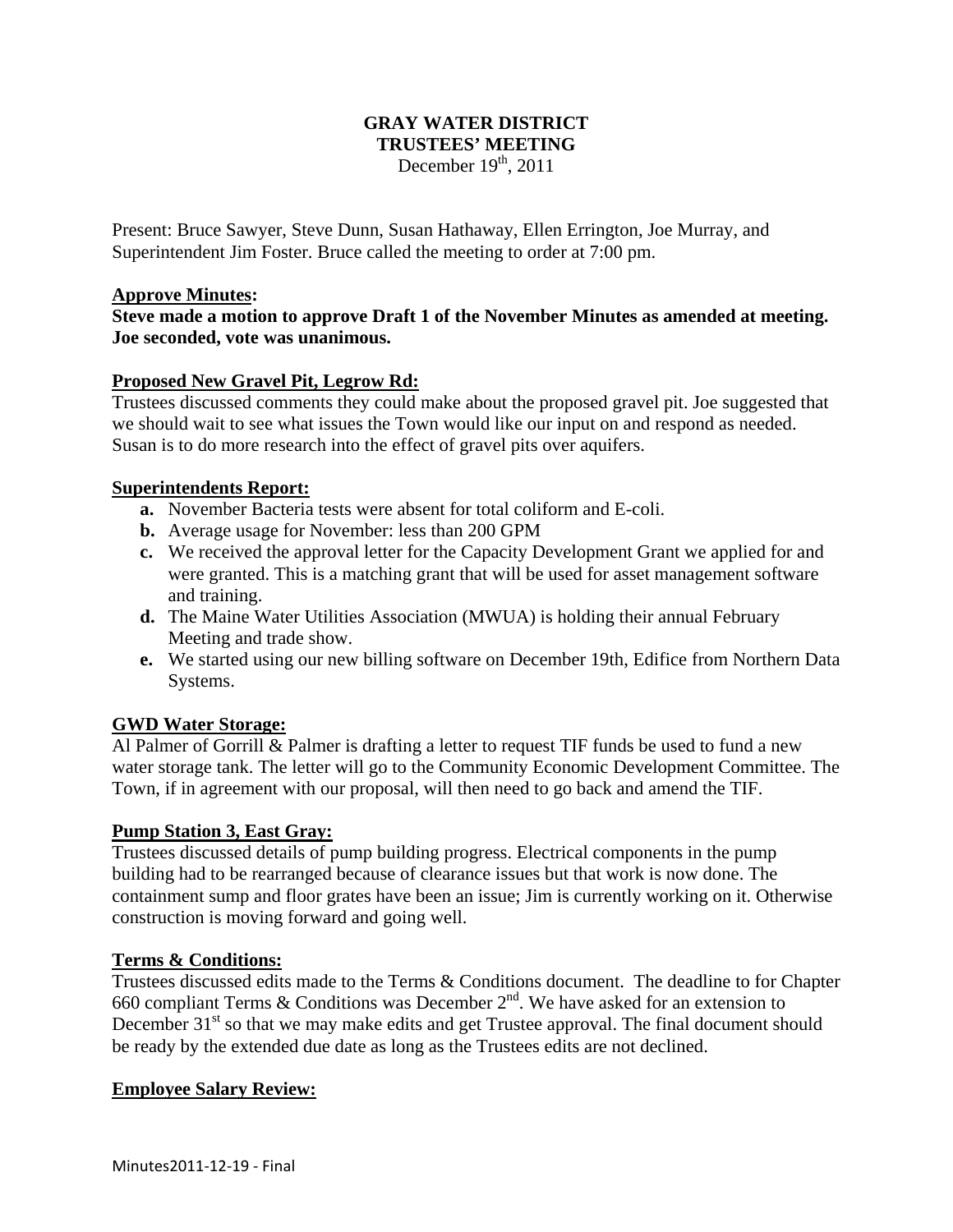# GRAY WATER DISTRICT
## TRUSTEES' MEETING
December 19th, 2011

Present: Bruce Sawyer, Steve Dunn, Susan Hathaway, Ellen Errington, Joe Murray, and Superintendent Jim Foster. Bruce called the meeting to order at 7:00 pm.

**Approve Minutes:**

**Steve made a motion to approve Draft 1 of the November Minutes as amended at meeting. Joe seconded, vote was unanimous.**

**Proposed New Gravel Pit, Legrow Rd:**

Trustees discussed comments they could make about the proposed gravel pit. Joe suggested that we should wait to see what issues the Town would like our input on and respond as needed. Susan is to do more research into the effect of gravel pits over aquifers.

**Superintendents Report:**

- **a.** November Bacteria tests were absent for total coliform and E-coli.
- **b.** Average usage for November: less than 200 GPM
- **c.** We received the approval letter for the Capacity Development Grant we applied for and were granted. This is a matching grant that will be used for asset management software and training.
- **d.** The Maine Water Utilities Association (MWUA) is holding their annual February Meeting and trade show.
- **e.** We started using our new billing software on December 19th, Edifice from Northern Data Systems.

**GWD Water Storage:**

Al Palmer of Gorrill & Palmer is drafting a letter to request TIF funds be used to fund a new water storage tank. The letter will go to the Community Economic Development Committee. The Town, if in agreement with our proposal, will then need to go back and amend the TIF.

**Pump Station 3, East Gray:**

Trustees discussed details of pump building progress. Electrical components in the pump building had to be rearranged because of clearance issues but that work is now done. The containment sump and floor grates have been an issue; Jim is currently working on it. Otherwise construction is moving forward and going well.

**Terms & Conditions:**

Trustees discussed edits made to the Terms & Conditions document. The deadline to for Chapter 660 compliant Terms & Conditions was December 2nd. We have asked for an extension to December 31st so that we may make edits and get Trustee approval. The final document should be ready by the extended due date as long as the Trustees edits are not declined.

**Employee Salary Review:**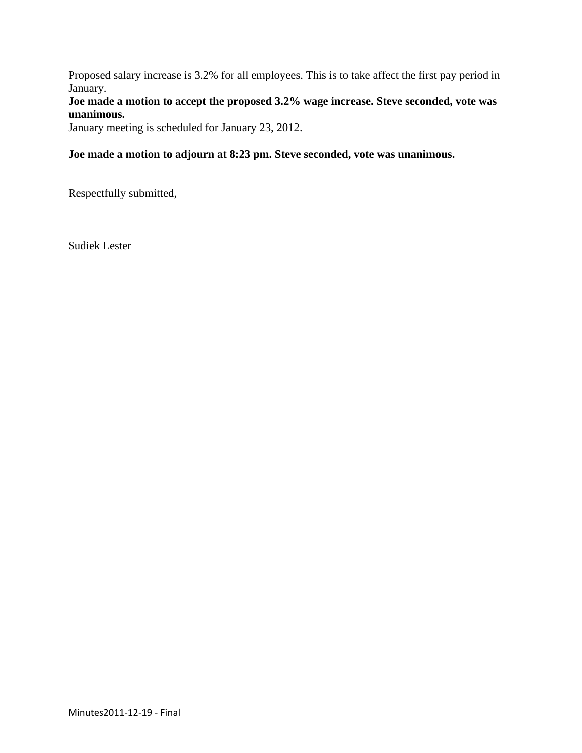Proposed salary increase is 3.2% for all employees. This is to take affect the first pay period in January.

**Joe made a motion to accept the proposed 3.2% wage increase. Steve seconded, vote was unanimous.**

January meeting is scheduled for January 23, 2012.

**Joe made a motion to adjourn at 8:23 pm. Steve seconded, vote was unanimous.**

Respectfully submitted,

Sudiek Lester